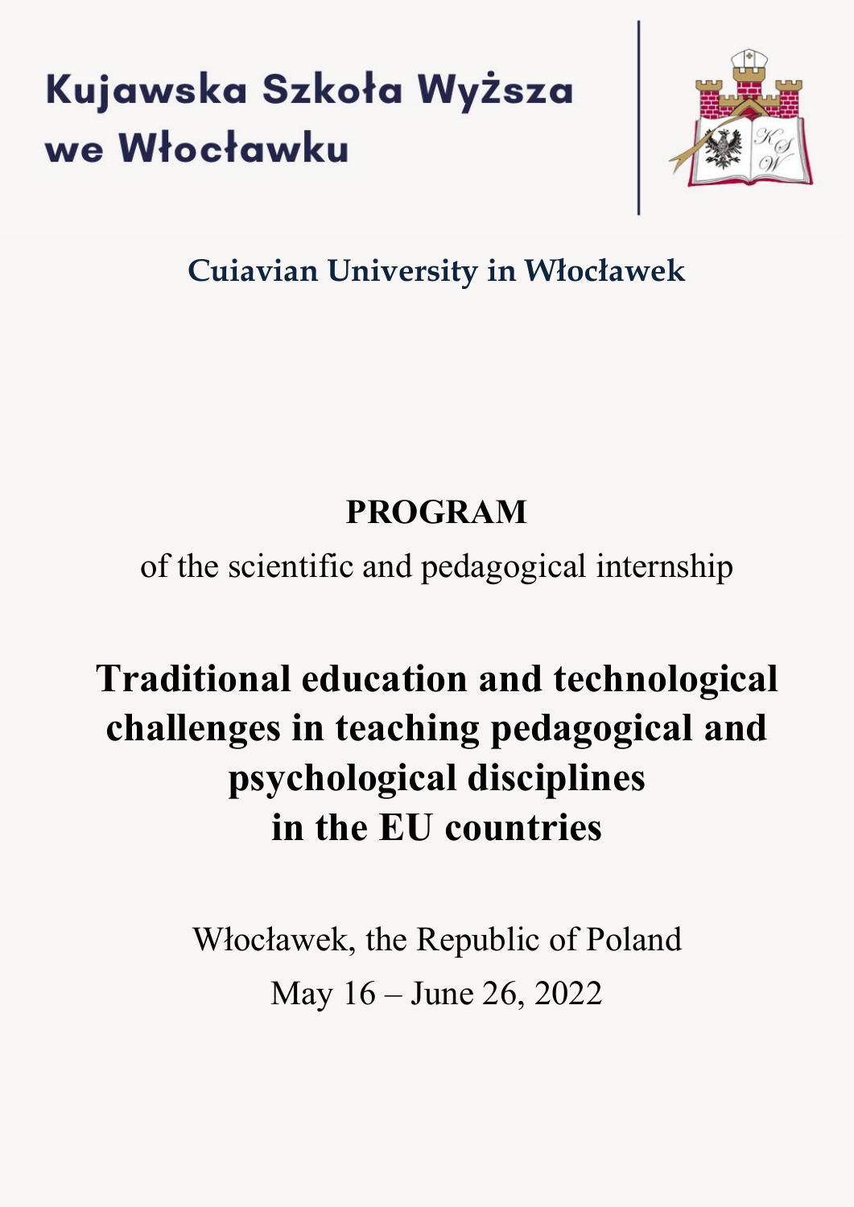# Kujawska Szkoła Wyższa we Włocławku

**Cuiavian University in Włocławek**

**PROGRAM**

of the scientific and pedagogical internship

# Traditional education and technological challenges in teaching pedagogical and psychological disciplines in the EU countries

Włocławek, the Republic of Poland

May 16 – June 26, 2022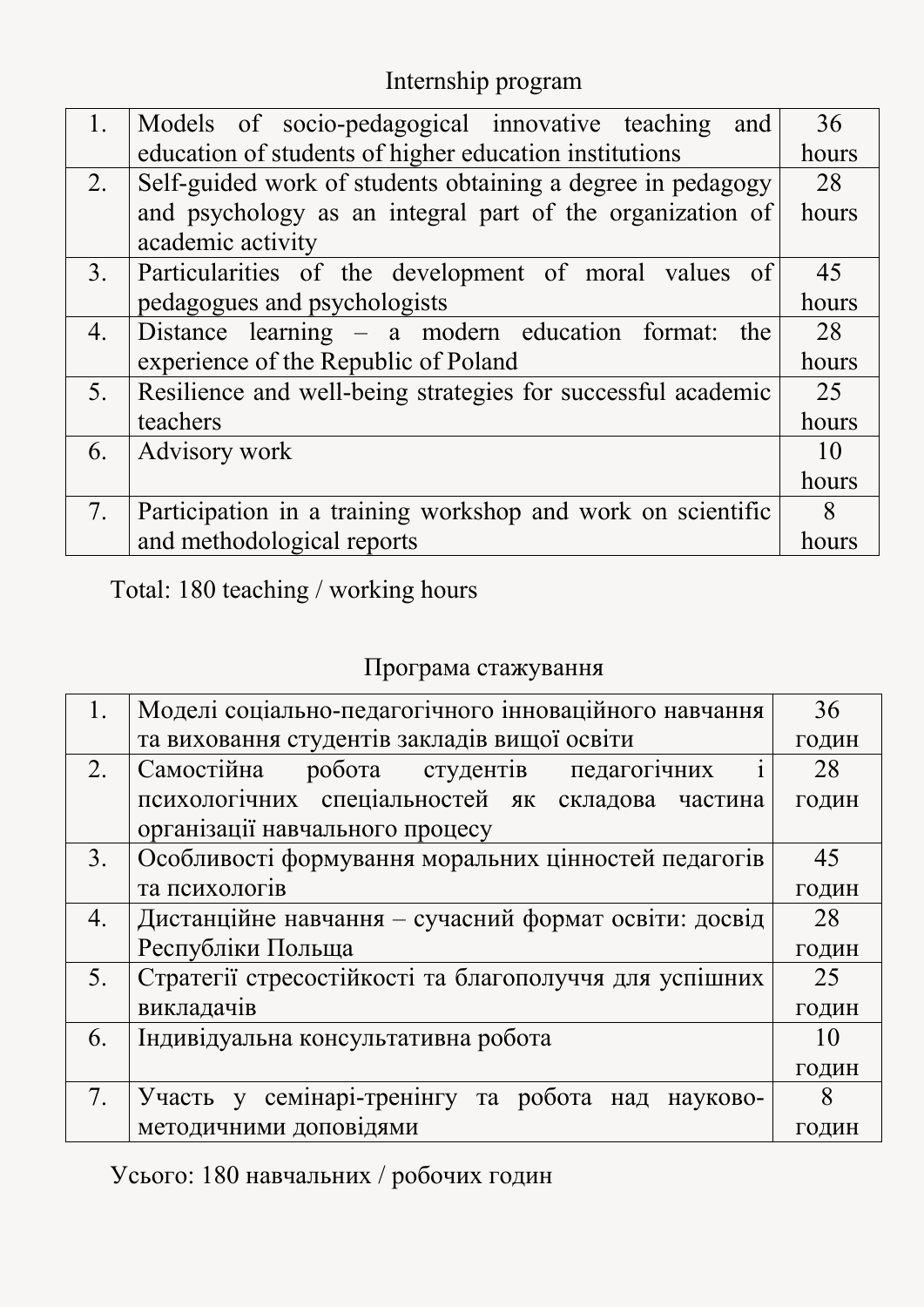Internship program

| | | |
|---|---|---|
| 1. | Models of socio-pedagogical innovative teaching and education of students of higher education institutions | 36 hours |
| 2. | Self-guided work of students obtaining a degree in pedagogy and psychology as an integral part of the organization of academic activity | 28 hours |
| 3. | Particularities of the development of moral values of pedagogues and psychologists | 45 hours |
| 4. | Distance learning – a modern education format: the experience of the Republic of Poland | 28 hours |
| 5. | Resilience and well-being strategies for successful academic teachers | 25 hours |
| 6. | Advisory work | 10 hours |
| 7. | Participation in a training workshop and work on scientific and methodological reports | 8 hours |

Total: 180 teaching / working hours

Програма стажування

| | | |
|---|---|---|
| 1. | Моделі соціально-педагогічного інноваційного навчання та виховання студентів закладів вищої освіти | 36 годин |
| 2. | Самостійна робота студентів педагогічних і психологічних спеціальностей як складова частина організації навчального процесу | 28 годин |
| 3. | Особливості формування моральних цінностей педагогів та психологів | 45 годин |
| 4. | Дистанційне навчання – сучасний формат освіти: досвід Республіки Польща | 28 годин |
| 5. | Стратегії стресостійкості та благополуччя для успішних викладачів | 25 годин |
| 6. | Індивідуальна консультативна робота | 10 годин |
| 7. | Участь у семінарі-тренінгу та робота над науково-методичними доповідями | 8 годин |

Усього: 180 навчальних / робочих годин